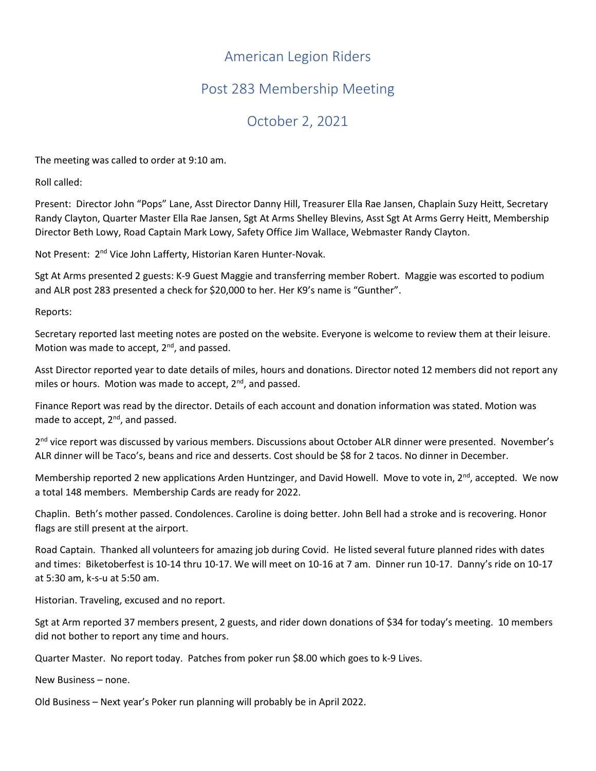# American Legion Riders

## Post 283 Membership Meeting

## October 2, 2021

The meeting was called to order at 9:10 am.

Roll called:

Present: Director John "Pops" Lane, Asst Director Danny Hill, Treasurer Ella Rae Jansen, Chaplain Suzy Heitt, Secretary Randy Clayton, Quarter Master Ella Rae Jansen, Sgt At Arms Shelley Blevins, Asst Sgt At Arms Gerry Heitt, Membership Director Beth Lowy, Road Captain Mark Lowy, Safety Office Jim Wallace, Webmaster Randy Clayton.

Not Present: 2nd Vice John Lafferty, Historian Karen Hunter-Novak.

Sgt At Arms presented 2 guests: K-9 Guest Maggie and transferring member Robert. Maggie was escorted to podium and ALR post 283 presented a check for $20,000 to her. Her K9's name is "Gunther".

Reports:

Secretary reported last meeting notes are posted on the website. Everyone is welcome to review them at their leisure. Motion was made to accept, 2nd, and passed.

Asst Director reported year to date details of miles, hours and donations. Director noted 12 members did not report any miles or hours. Motion was made to accept, 2nd, and passed.

Finance Report was read by the director. Details of each account and donation information was stated. Motion was made to accept, 2nd, and passed.

2nd vice report was discussed by various members. Discussions about October ALR dinner were presented. November's ALR dinner will be Taco's, beans and rice and desserts. Cost should be $8 for 2 tacos. No dinner in December.

Membership reported 2 new applications Arden Huntzinger, and David Howell. Move to vote in, 2nd, accepted. We now a total 148 members. Membership Cards are ready for 2022.

Chaplin. Beth's mother passed. Condolences. Caroline is doing better. John Bell had a stroke and is recovering. Honor flags are still present at the airport.

Road Captain. Thanked all volunteers for amazing job during Covid. He listed several future planned rides with dates and times: Biketoberfest is 10-14 thru 10-17. We will meet on 10-16 at 7 am. Dinner run 10-17. Danny's ride on 10-17 at 5:30 am, k-s-u at 5:50 am.

Historian. Traveling, excused and no report.

Sgt at Arm reported 37 members present, 2 guests, and rider down donations of $34 for today's meeting. 10 members did not bother to report any time and hours.

Quarter Master. No report today. Patches from poker run $8.00 which goes to k-9 Lives.

New Business – none.

Old Business – Next year's Poker run planning will probably be in April 2022.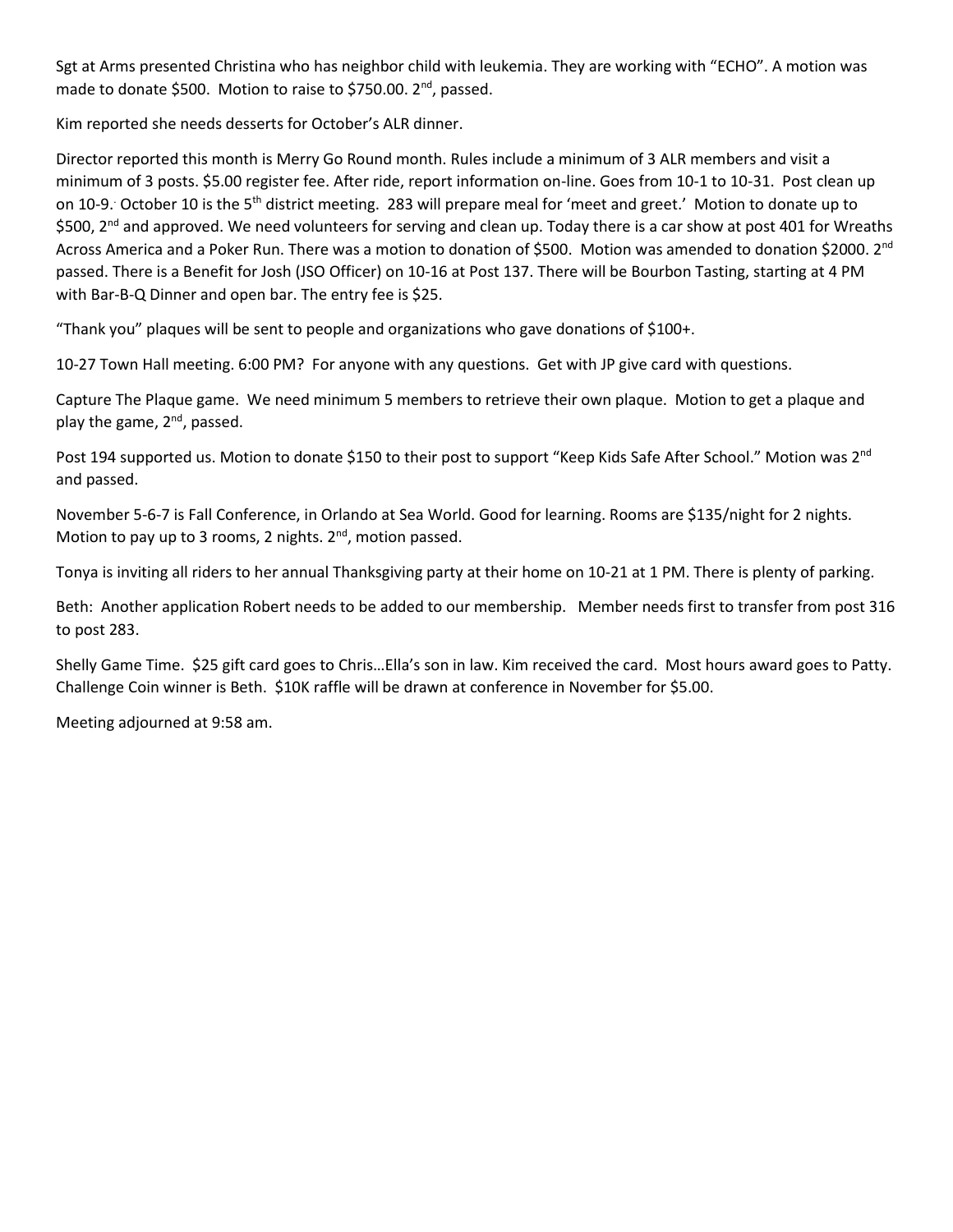Sgt at Arms presented Christina who has neighbor child with leukemia. They are working with "ECHO". A motion was made to donate $500. Motion to raise to $750.00. 2nd, passed.

Kim reported she needs desserts for October's ALR dinner.

Director reported this month is Merry Go Round month. Rules include a minimum of 3 ALR members and visit a minimum of 3 posts. $5.00 register fee. After ride, report information on-line. Goes from 10-1 to 10-31. Post clean up on 10-9. October 10 is the 5th district meeting. 283 will prepare meal for 'meet and greet.' Motion to donate up to $500, 2nd and approved. We need volunteers for serving and clean up. Today there is a car show at post 401 for Wreaths Across America and a Poker Run. There was a motion to donation of $500. Motion was amended to donation $2000. 2nd passed. There is a Benefit for Josh (JSO Officer) on 10-16 at Post 137. There will be Bourbon Tasting, starting at 4 PM with Bar-B-Q Dinner and open bar. The entry fee is $25.

"Thank you" plaques will be sent to people and organizations who gave donations of $100+.

10-27 Town Hall meeting. 6:00 PM? For anyone with any questions. Get with JP give card with questions.

Capture The Plaque game. We need minimum 5 members to retrieve their own plaque. Motion to get a plaque and play the game, 2nd, passed.

Post 194 supported us. Motion to donate $150 to their post to support "Keep Kids Safe After School." Motion was 2nd and passed.

November 5-6-7 is Fall Conference, in Orlando at Sea World. Good for learning. Rooms are $135/night for 2 nights. Motion to pay up to 3 rooms, 2 nights. 2nd, motion passed.

Tonya is inviting all riders to her annual Thanksgiving party at their home on 10-21 at 1 PM. There is plenty of parking.

Beth: Another application Robert needs to be added to our membership. Member needs first to transfer from post 316 to post 283.

Shelly Game Time. $25 gift card goes to Chris…Ella's son in law. Kim received the card. Most hours award goes to Patty. Challenge Coin winner is Beth. $10K raffle will be drawn at conference in November for $5.00.

Meeting adjourned at 9:58 am.